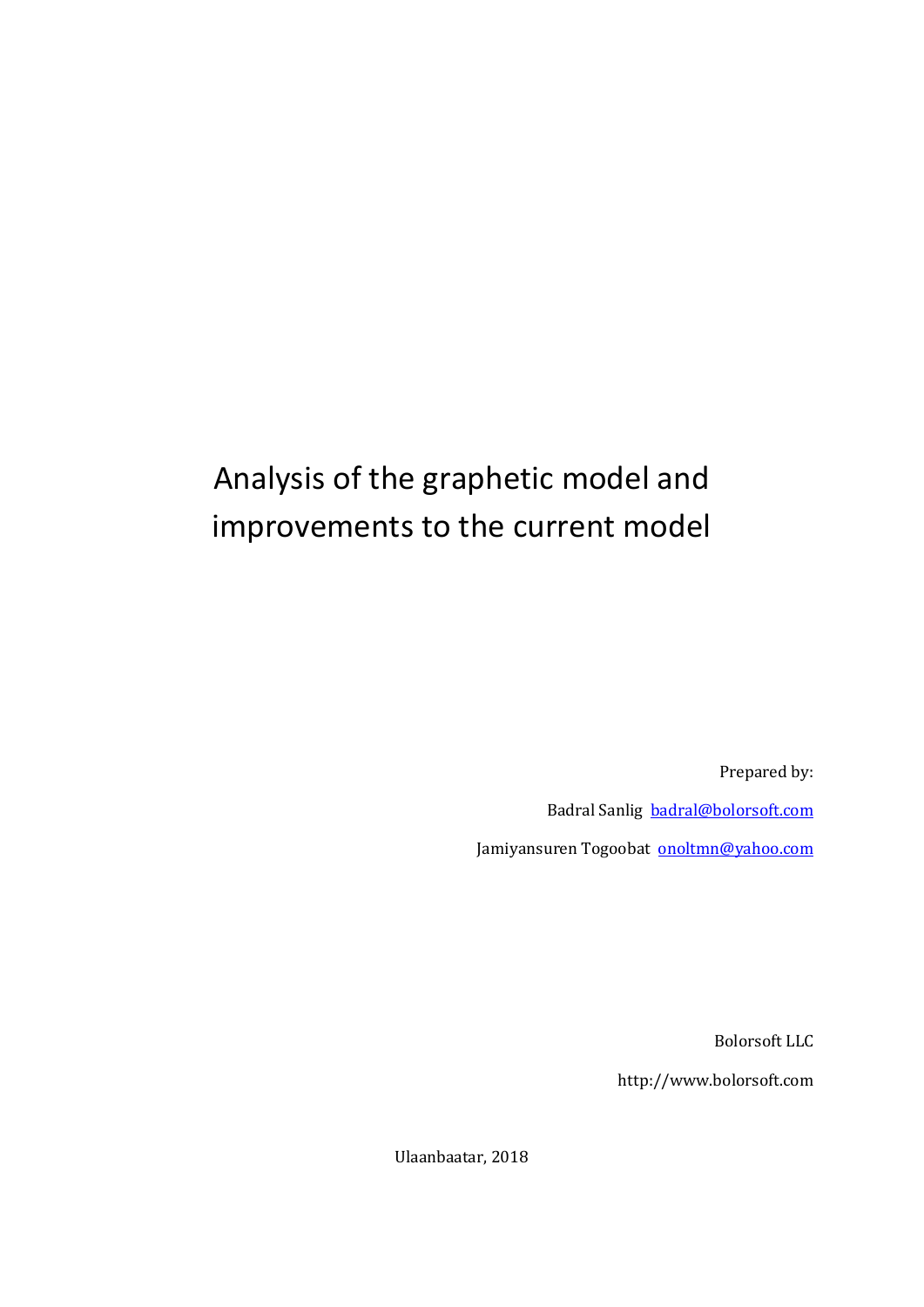# Analysis of the graphetic model and improvements to the current model

Prepared by:

Badral Sanlig [badral@bolorsoft.com](mailto:badral@bolorsoft.com)

Jamiyansuren Togoobat [onoltmn@yahoo.com](mailto:onoltmn@yahoo.com)

Bolorsoft LLC

http://www.bolorsoft.com

Ulaanbaatar, 2018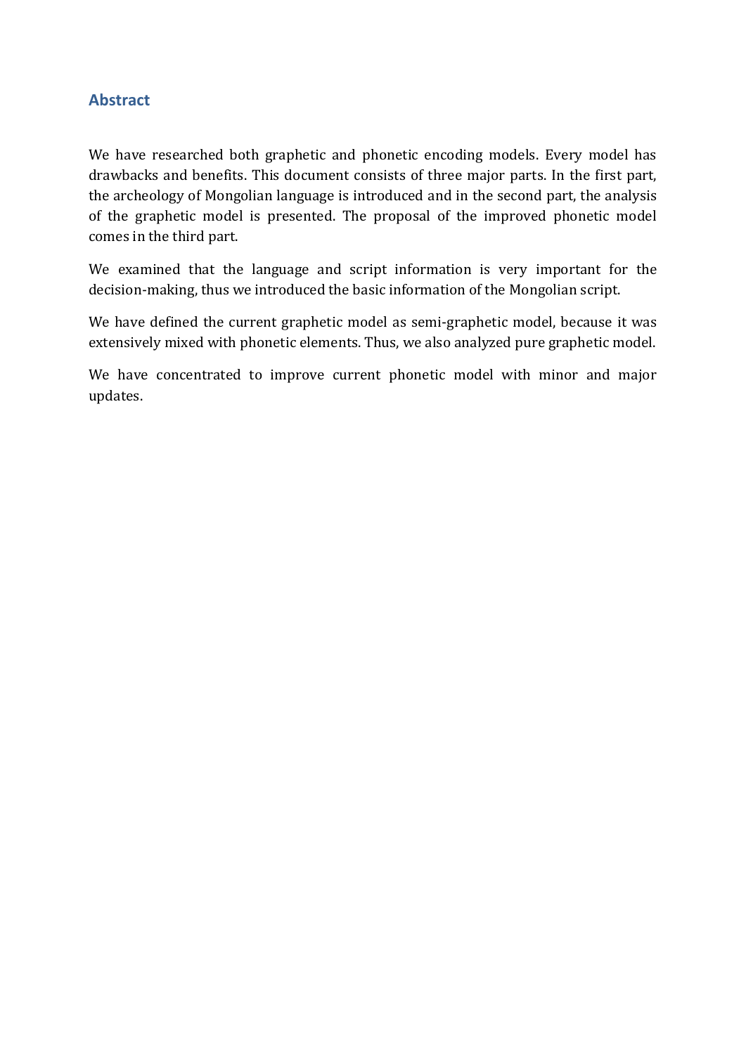## Abstract

We have researched both graphetic and phonetic encoding models. Every model has drawbacks and benefits. This document consists of three major parts. In the first part, the archeology of Mongolian language is introduced and in the second part, the analysis of the graphetic model is presented. The proposal of the improved phonetic model comes in the third part.

We examined that the language and script information is very important for the decision-making, thus we introduced the basic information of the Mongolian script.

We have defined the current graphetic model as semi-graphetic model, because it was extensively mixed with phonetic elements. Thus, we also analyzed pure graphetic model.

We have concentrated to improve current phonetic model with minor and major updates.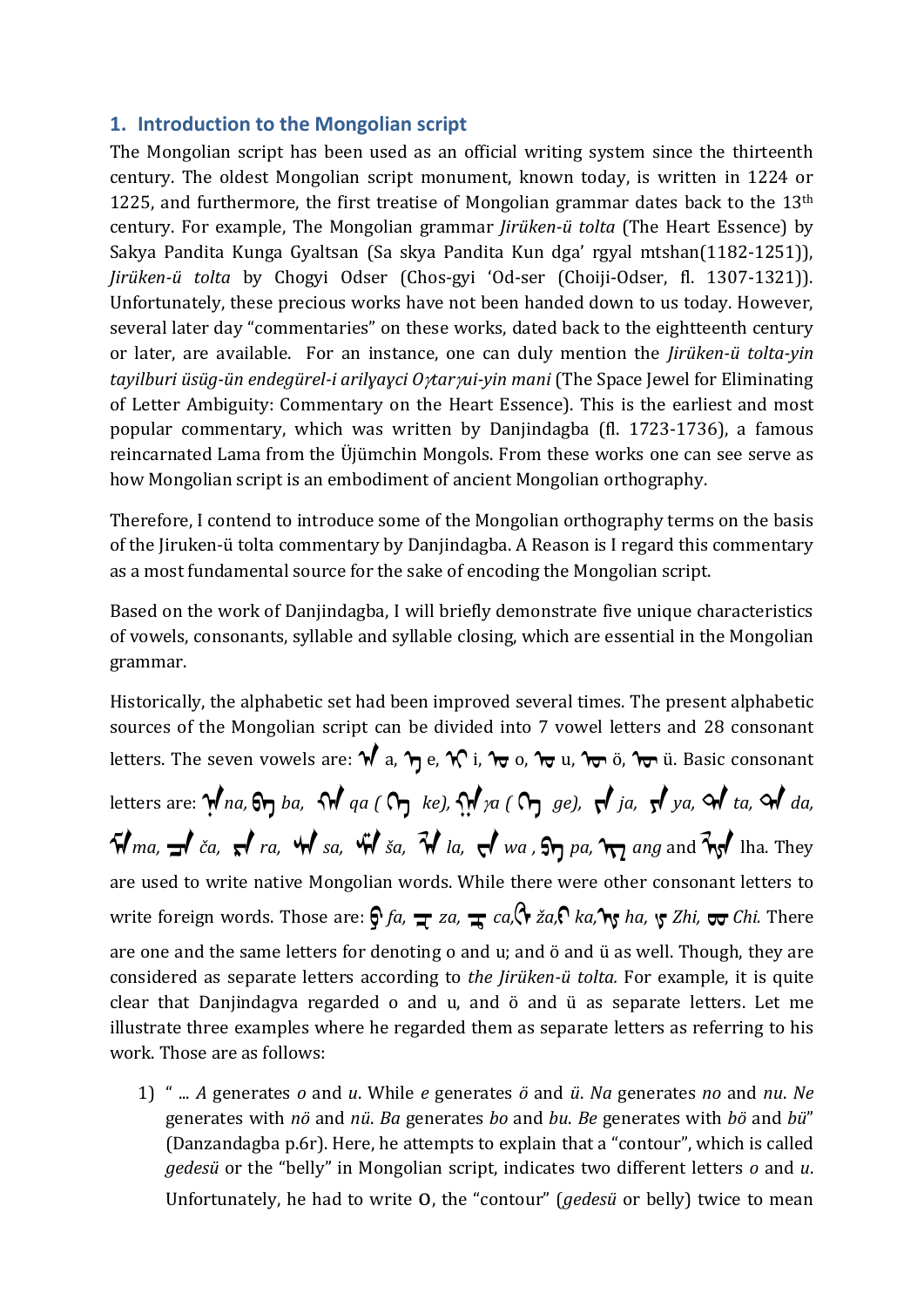## 1. Introduction to the Mongolian script

The Mongolian script has been used as an official writing system since the thirteenth century. The oldest Mongolian script monument, known today, is written in 1224 or 1225, and furthermore, the first treatise of Mongolian grammar dates back to the 13th century. For example, The Mongolian grammar *Jirüken-ü tolta* (The Heart Essence) by Sakya Pandita Kunga Gyaltsan (Sa skya Pandita Kun dga' rgyal mtshan(1182-1251)), *Jirüken-ü tolta* by Chogyi Odser (Chos-gyi 'Od-ser (Choiji-Odser, fl. 1307-1321)). Unfortunately, these precious works have not been handed down to us today. However, several later day "commentaries" on these works, dated back to the eighteenth century or later, are available. For an instance, one can duly mention the *Jirüken-ü tolta-yin tayilburi üsüg-ün endegürel-i arilɣaɣci Oɣtarɣui-yin mani* (The Space Jewel for Eliminating of Letter Ambiguity: Commentary on the Heart Essence). This is the earliest and most popular commentary, which was written by Danjindagba (fl. 1723-1736), a famous reincarnated Lama from the Üjümchin Mongols. From these works one can see serve as how Mongolian script is an embodiment of ancient Mongolian orthography.

Therefore, I contend to introduce some of the Mongolian orthography terms on the basis of the Jiruken-ü tolta commentary by Danjindagba. A Reason is I regard this commentary as a most fundamental source for the sake of encoding the Mongolian script.

Based on the work of Danjindagba, I will briefly demonstrate five unique characteristics of vowels, consonants, syllable and syllable closing, which are essential in the Mongolian grammar.

Historically, the alphabetic set had been improved several times. The present alphabetic sources of the Mongolian script can be divided into 7 vowel letters and 28 consonant letters. The seven vowels are: ᠠ a, ᠡ e, ᠢ i, ᠣ o, ᠤ u, ᠥ ö, ᠦ ü. Basic consonant letters are: ᠨ *na,* ᠪ *ba,* ᠬ *qa (* ᠬ *ke),* ᠭ *ɣa (* ᠭ *ge),* ᠵ *ja,* ᠶ *ya,* ᠲ *ta,* ᠳ *da,* ᠮ *ma,* ᠴ *ča,* ᠷ *ra,* ᠰ *sa,* ᠱ *ša,* ᠯ *la,* ᠸ *wa ,* ᠫ *pa,* ᠩ *ang* and ᡀ lha. They are used to write native Mongolian words. While there were other consonant letters to write foreign words. Those are: ᠹ *fa,* ᠽ *za,* ᠼ *ca,* ᠿ *ža,* ᠻ *ka,* ᠾ *ha,* ᡁ *Zhi,* ᡂ *Chi.* There are one and the same letters for denoting o and u; and ö and ü as well. Though, they are considered as separate letters according to *the Jirüken-ü tolta.* For example, it is quite clear that Danjindagva regarded o and u, and ö and ü as separate letters. Let me illustrate three examples where he regarded them as separate letters as referring to his work. Those are as follows:

1) " ... *A* generates *o* and *u*. While *e* generates *ö* and *ü*. *Na* generates *no* and *nu*. *Ne* generates with *nö* and *nü*. *Ba* generates *bo* and *bu*. *Be* generates with *bö* and *bü*" (Danzandagba p.6r). Here, he attempts to explain that a "contour", which is called *gedesü* or the "belly" in Mongolian script, indicates two different letters *o* and *u*. Unfortunately, he had to write O, the "contour" (*gedesü* or belly) twice to mean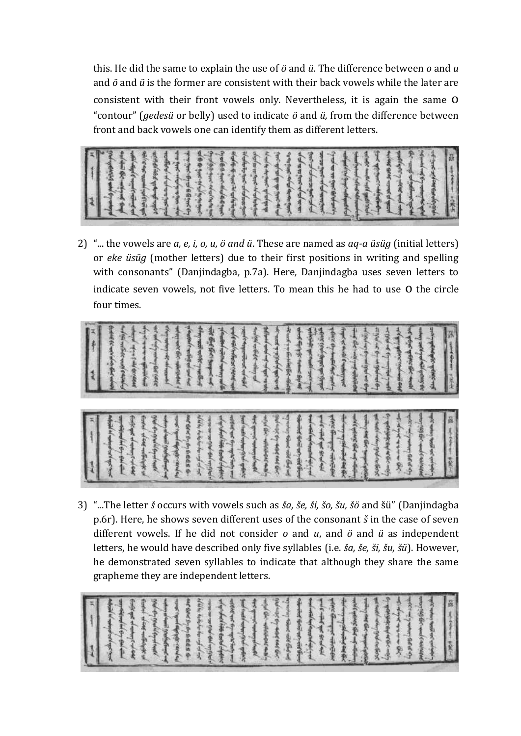this. He did the same to explain the use of *ö* and *ü*. The difference between *o* and *u* and *ö* and *ü* is the former are consistent with their back vowels while the later are consistent with their front vowels only. Nevertheless, it is again the same O "contour" (*gedesü* or belly) used to indicate *ö* and *ü,* from the difference between front and back vowels one can identify them as different letters.

2) "... the vowels are *a, e, i, o, u, ö and ü*. These are named as *aq-a üsüg* (initial letters) or *eke üsüg* (mother letters) due to their first positions in writing and spelling with consonants" (Danjindagba, p.7a). Here, Danjindagba uses seven letters to indicate seven vowels, not five letters. To mean this he had to use O the circle four times.

3) "...The letter *š* occurs with vowels such as *ša, še, ši, šo, šu, šö* and šü" (Danjindagba p.6r). Here, he shows seven different uses of the consonant *š* in the case of seven different vowels. If he did not consider *o* and *u*, and *ö* and *ü* as independent letters, he would have described only five syllables (i.e. *ša, še, ši, šu, šü*). However, he demonstrated seven syllables to indicate that although they share the same grapheme they are independent letters.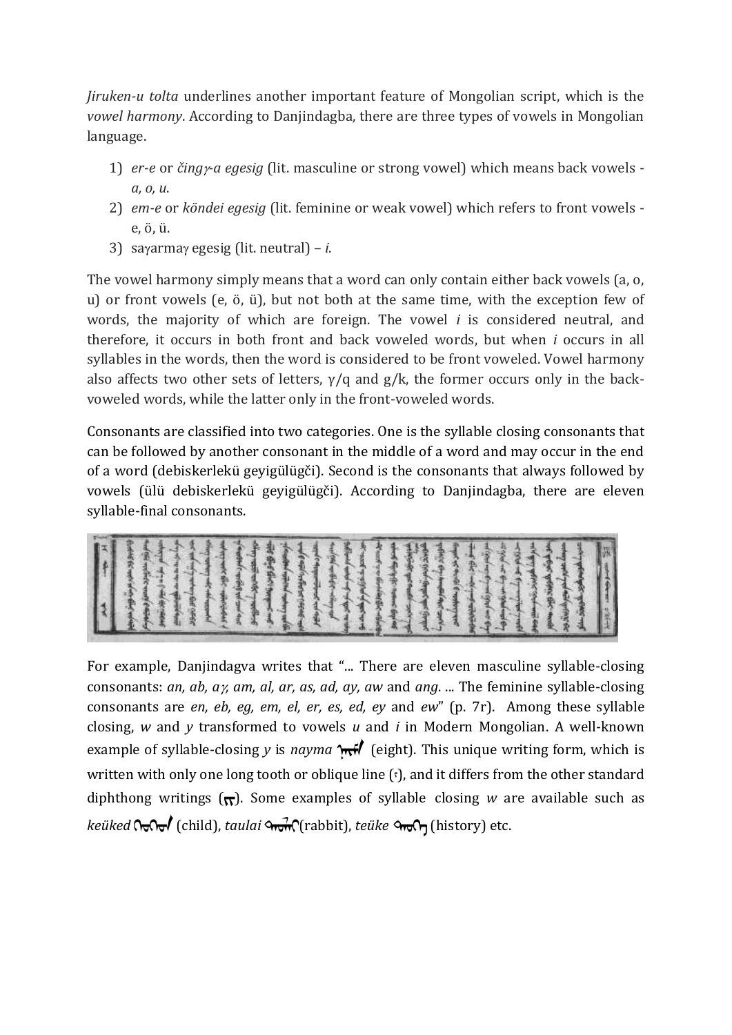*Jiruken-u tolta* underlines another important feature of Mongolian script, which is the *vowel harmony*. According to Danjindagba, there are three types of vowels in Mongolian language.

1) *er-e* or *čingɣ-a egesig* (lit. masculine or strong vowel) which means back vowels - *a, o, u*.
2) *em-e* or *köndei egesig* (lit. feminine or weak vowel) which refers to front vowels - e, ö, ü.
3) saɣarmaɣ egesig (lit. neutral) – *i*.

The vowel harmony simply means that a word can only contain either back vowels (a, o, u) or front vowels (e, ö, ü), but not both at the same time, with the exception few of words, the majority of which are foreign. The vowel *i* is considered neutral, and therefore, it occurs in both front and back voweled words, but when *i* occurs in all syllables in the words, then the word is considered to be front voweled. Vowel harmony also affects two other sets of letters, ɣ/q and g/k, the former occurs only in the back-voweled words, while the latter only in the front-voweled words.

Consonants are classified into two categories. One is the syllable closing consonants that can be followed by another consonant in the middle of a word and may occur in the end of a word (debiskerlekü geyigülügči). Second is the consonants that always followed by vowels (ülü debiskerlekü geyigülügči). According to Danjindagba, there are eleven syllable-final consonants.

For example, Danjindagva writes that "... There are eleven masculine syllable-closing consonants: *an, ab, aɣ, am, al, ar, as, ad, ay, aw* and *ang*. ... The feminine syllable-closing consonants are *en, eb, eg, em, el, er, es, ed, ey* and *ew*" (p. 7r). Among these syllable closing, *w* and *y* transformed to vowels *u* and *i* in Modern Mongolian. A well-known example of syllable-closing *y* is *nayma* ᠨᠠᠶᠮᠠ (eight). This unique writing form, which is written with only one long tooth or oblique line (ᠢ), and it differs from the other standard diphthong writings (ᠶ). Some examples of syllable closing *w* are available such as *keüked* ᠬᠡᠦᠬᠡᠳ (child), *taulai* ᠲᠠᠤᠯᠠᠢ (rabbit), *teüke* ᠲᠡᠦᠬᠡ (history) etc.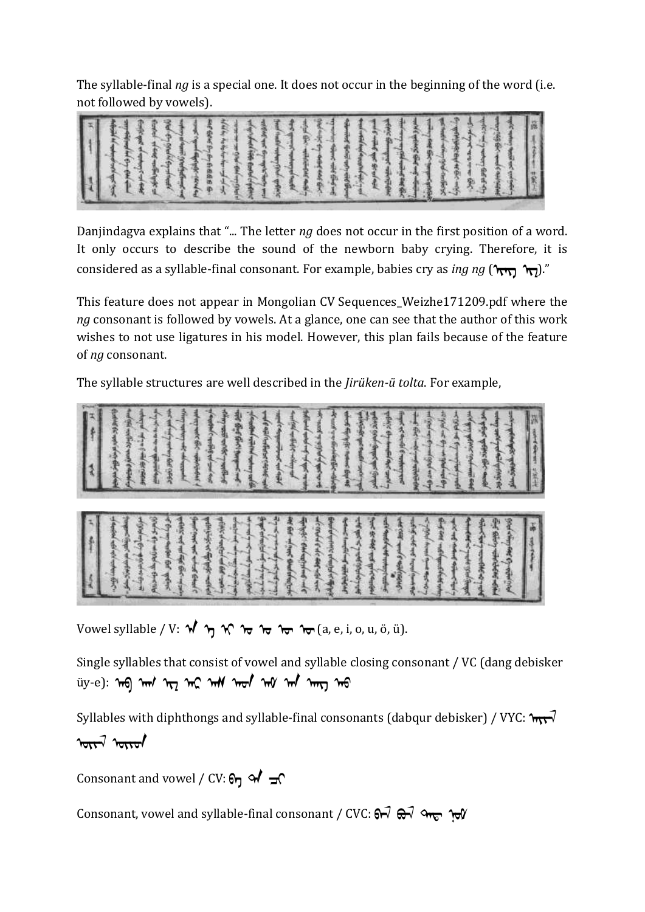The syllable-final *ng* is a special one. It does not occur in the beginning of the word (i.e. not followed by vowels).

Danjindagva explains that "... The letter *ng* does not occur in the first position of a word. It only occurs to describe the sound of the newborn baby crying. Therefore, it is considered as a syllable-final consonant. For example, babies cry as *ing ng* (ᠢᠩ ᠩ)."

This feature does not appear in Mongolian CV Sequences_Weizhe171209.pdf where the *ng* consonant is followed by vowels. At a glance, one can see that the author of this work wishes to not use ligatures in his model. However, this plan fails because of the feature of *ng* consonant.

The syllable structures are well described in the *Jirüken-ü tolta*. For example,

Vowel syllable / V: ᠠ ᠡ ᠢ ᠣ ᠤ ᠥ ᠦ (a, e, i, o, u, ö, ü).

Single syllables that consist of vowel and syllable closing consonant / VC (dang debisker üy-e): ᠠᠪ ᠠᠰ ᠡᠩ ᠠᠳ ᠠᠮ ᠣᠯ ᠠᠷ ᠠᠨ ᠢᠩ ᠠᠭ

Syllables with diphthongs and syllable-final consonants (dabqur debisker) / VYC: ᠠᠢᠯ ᠣᠢᠯ ᠣᠢᠷ

Consonant and vowel / CV: ᠪᠡ ᠬᠠ ᠵᠢ

Consonant, vowel and syllable-final consonant / CVC: ᠪᠡᠯ ᠪᠠᠯ ᠬᠠᠩ ᠭᠣᠷ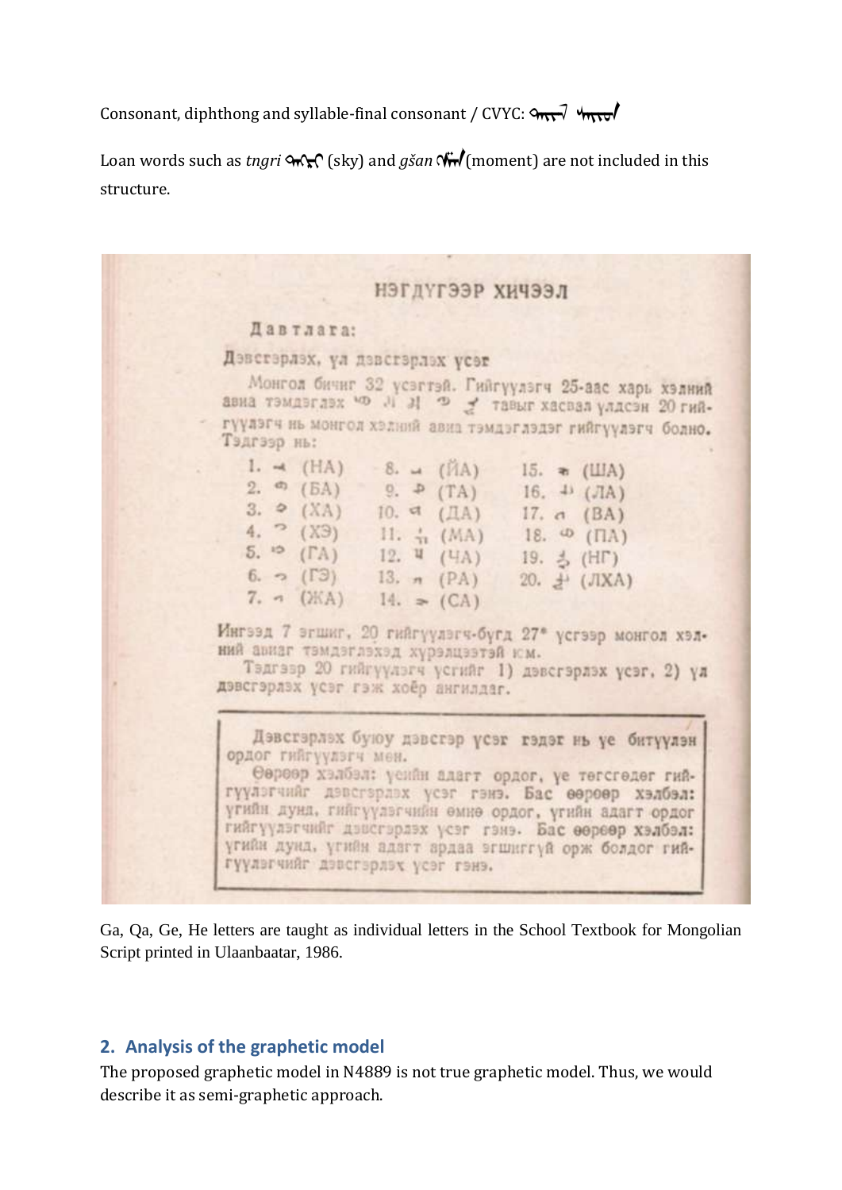Consonant, diphthong and syllable-final consonant / CVYC: ᠬᠠᠶᠢᠷ ᠮᠠᠶᠢᠯ

Loan words such as *tngri* ᠲᠩᠷᠢ (sky) and *gšan* ᠭᠱᠠᠨ (moment) are not included in this structure.

НЭГДҮГЭЭР ХИЧЭЭЛ

**Давтлага:**

Дэвсгэрлэх, үл дэвсгэрлэх үсэг

Монгол бичиг 32 үсэгтэй. Гийгүүлэгч 25-аас харь хэлний авиа тэмдэглэх ᠹ ᠽ ᠼ ᠻ ᠾ тавыг хасвал үлдсэн 20 гийгүүлэгч нь монгол хэлний авиа тэмдэглэдэг гийгүүлэгч болно. Тэдгээр нь:

| | | |
|---|---|---|
| 1. ᠨ (НА) | 8. ᠶ (ЙА) | 15. ᠱ (ША) |
| 2. ᠪ (БА) | 9. ᠲ (ТА) | 16. ᠯ (ЛА) |
| 3. ᠬ (ХА) | 10. ᠳ (ДА) | 17. ᠸ (ВА) |
| 4. ᠬ (ХЭ) | 11. ᠮ (МА) | 18. ᠫ (ПА) |
| 5. ᠭ (ГА) | 12. ᠴ (ЧА) | 19. ᠩ (НГ) |
| 6. ᠭ (ГЭ) | 13. ᠷ (РА) | 20. ᡀ (ЛХА) |
| 7. ᠵ (ЖА) | 14. ᠰ (СА) | |

Ингээд 7 эгшиг, 20 гийгүүлэгч-бүгд 27* үсгээр монгол хэлний авиаг тэмдэглэхэд хүрэлцээтэй юм.

Тэдгээр 20 гийгүүлэгч үсгийг 1) дэвсгэрлэх үсэг, 2) үл дэвсгэрлэх үсэг гэж хоёр ангиллаг.

Дэвсгэрлэх буюу дэвсгэр үсэг гэдэг нь үе битүүлэн ордог гийгүүлэгч мөн.

Өөрөөр хэлбэл: үгийн адагт ордог, үе төгсгөдөг гийгүүлэгчийг дэвсгэрлэх үсэг гэнэ. Бас өөрөөр хэлбэл: үгийн дунд, гийгүүлэгчийн өмнө ордог, үгийн адагт ордог гийгүүлэгчийг дэвсгэрлэх үсэг гэнэ. Бас өөрөөр хэлбэл: үгийн дунд, үгийн адагт ардаа эгшиггүй орж болдог гийгүүлэгчийг дэвсгэрлэх үсэг гэнэ.

Ga, Qa, Ge, He letters are taught as individual letters in the School Textbook for Mongolian Script printed in Ulaanbaatar, 1986.

## 2. Analysis of the graphetic model

The proposed graphetic model in N4889 is not true graphetic model. Thus, we would describe it as semi-graphetic approach.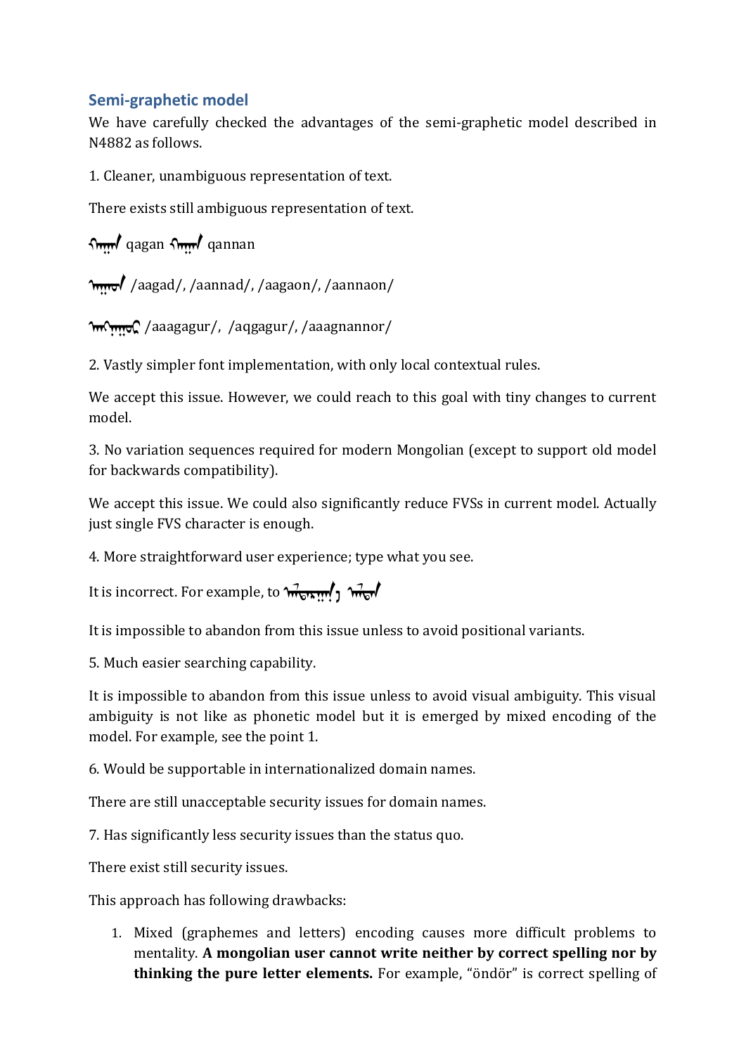## Semi-graphetic model

We have carefully checked the advantages of the semi-graphetic model described in N4882 as follows.

1. Cleaner, unambiguous representation of text.

There exists still ambiguous representation of text.

qagan qannan

/aagad/, /aannad/, /aagaon/, /aannaon/

/aaagagur/, /aqgagur/, /aaagnannor/

2. Vastly simpler font implementation, with only local contextual rules.

We accept this issue. However, we could reach to this goal with tiny changes to current model.

3. No variation sequences required for modern Mongolian (except to support old model for backwards compatibility).

We accept this issue. We could also significantly reduce FVSs in current model. Actually just single FVS character is enough.

4. More straightforward user experience; type what you see.

It is incorrect. For example, to

It is impossible to abandon from this issue unless to avoid positional variants.

5. Much easier searching capability.

It is impossible to abandon from this issue unless to avoid visual ambiguity. This visual ambiguity is not like as phonetic model but it is emerged by mixed encoding of the model. For example, see the point 1.

6. Would be supportable in internationalized domain names.

There are still unacceptable security issues for domain names.

7. Has significantly less security issues than the status quo.

There exist still security issues.

This approach has following drawbacks:

1. Mixed (graphemes and letters) encoding causes more difficult problems to mentality. **A mongolian user cannot write neither by correct spelling nor by thinking the pure letter elements.** For example, "öndör" is correct spelling of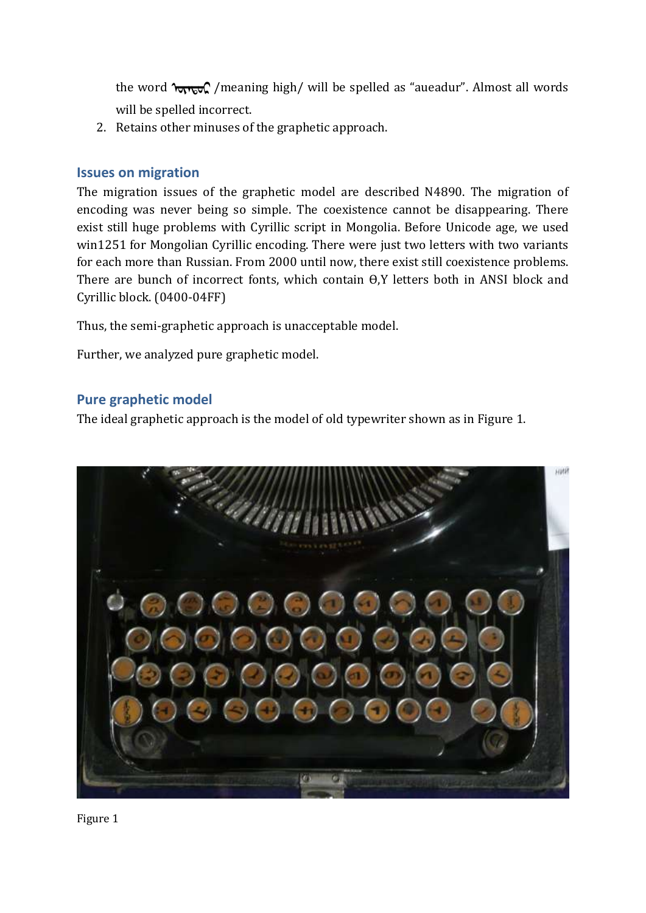the word ᠥᠨᠳᠦᠷ /meaning high/ will be spelled as "aueadur". Almost all words will be spelled incorrect.

2. Retains other minuses of the graphetic approach.

## Issues on migration

The migration issues of the graphetic model are described N4890. The migration of encoding was never being so simple. The coexistence cannot be disappearing. There exist still huge problems with Cyrillic script in Mongolia. Before Unicode age, we used win1251 for Mongolian Cyrillic encoding. There were just two letters with two variants for each more than Russian. From 2000 until now, there exist still coexistence problems. There are bunch of incorrect fonts, which contain Ө,Ү letters both in ANSI block and Cyrillic block. (0400-04FF)

Thus, the semi-graphetic approach is unacceptable model.

Further, we analyzed pure graphetic model.

## Pure graphetic model

The ideal graphetic approach is the model of old typewriter shown as in Figure 1.

Figure 1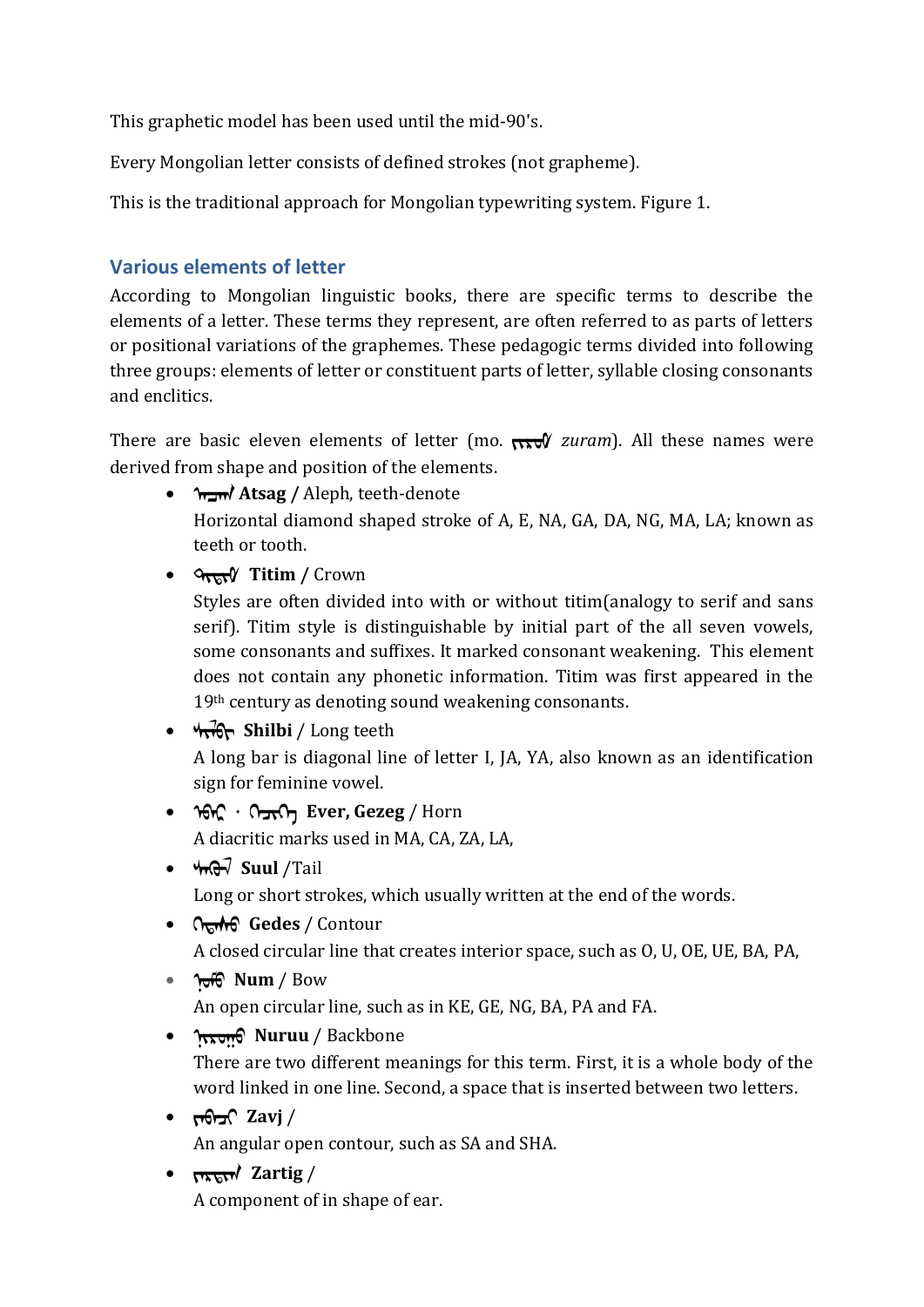This graphetic model has been used until the mid-90's.

Every Mongolian letter consists of defined strokes (not grapheme).

This is the traditional approach for Mongolian typewriting system. Figure 1.

## Various elements of letter

According to Mongolian linguistic books, there are specific terms to describe the elements of a letter. These terms they represent, are often referred to as parts of letters or positional variations of the graphemes. These pedagogic terms divided into following three groups: elements of letter or constituent parts of letter, syllable closing consonants and enclitics.

There are basic eleven elements of letter (mo. ᠵᠢᠷᠤᠮ *zuram*). All these names were derived from shape and position of the elements.

- ᠠᠴᠠᠭ **Atsag /** Aleph, teeth-denote
  Horizontal diamond shaped stroke of A, E, NA, GA, DA, NG, MA, LA; known as teeth or tooth.
- ᠲᠢᠲᠢᠮ **Titim /** Crown
  Styles are often divided into with or without titim(analogy to serif and sans serif). Titim style is distinguishable by initial part of the all seven vowels, some consonants and suffixes. It marked consonant weakening. This element does not contain any phonetic information. Titim was first appeared in the 19th century as denoting sound weakening consonants.
- ᠱᠢᠯᠪᠢ **Shilbi** / Long teeth
  A long bar is diagonal line of letter I, JA, YA, also known as an identification sign for feminine vowel.
- ᠡᠪᠡᠷ · ᠭᠡᠵᠡᠭ **Ever, Gezeg** / Horn
  A diacritic marks used in MA, CA, ZA, LA,
- ᠰᠡᠭᠦᠯ **Suul** /Tail
  Long or short strokes, which usually written at the end of the words.
- ᠭᠡᠳᠡᠰᠦ **Gedes** / Contour
  A closed circular line that creates interior space, such as O, U, OE, UE, BA, PA,
- ᠨᠤᠮᠤ **Num** / Bow
  An open circular line, such as in KE, GE, NG, BA, PA and FA.
- ᠨᠢᠷᠤᠭᠤ **Nuruu** / Backbone
  There are two different meanings for this term. First, it is a whole body of the word linked in one line. Second, a space that is inserted between two letters.
- ᠵᠠᠪᠵᠢ **Zavj** /
  An angular open contour, such as SA and SHA.
- ᠵᠠᠷᠲᠢᠭ **Zartig** /
  A component of in shape of ear.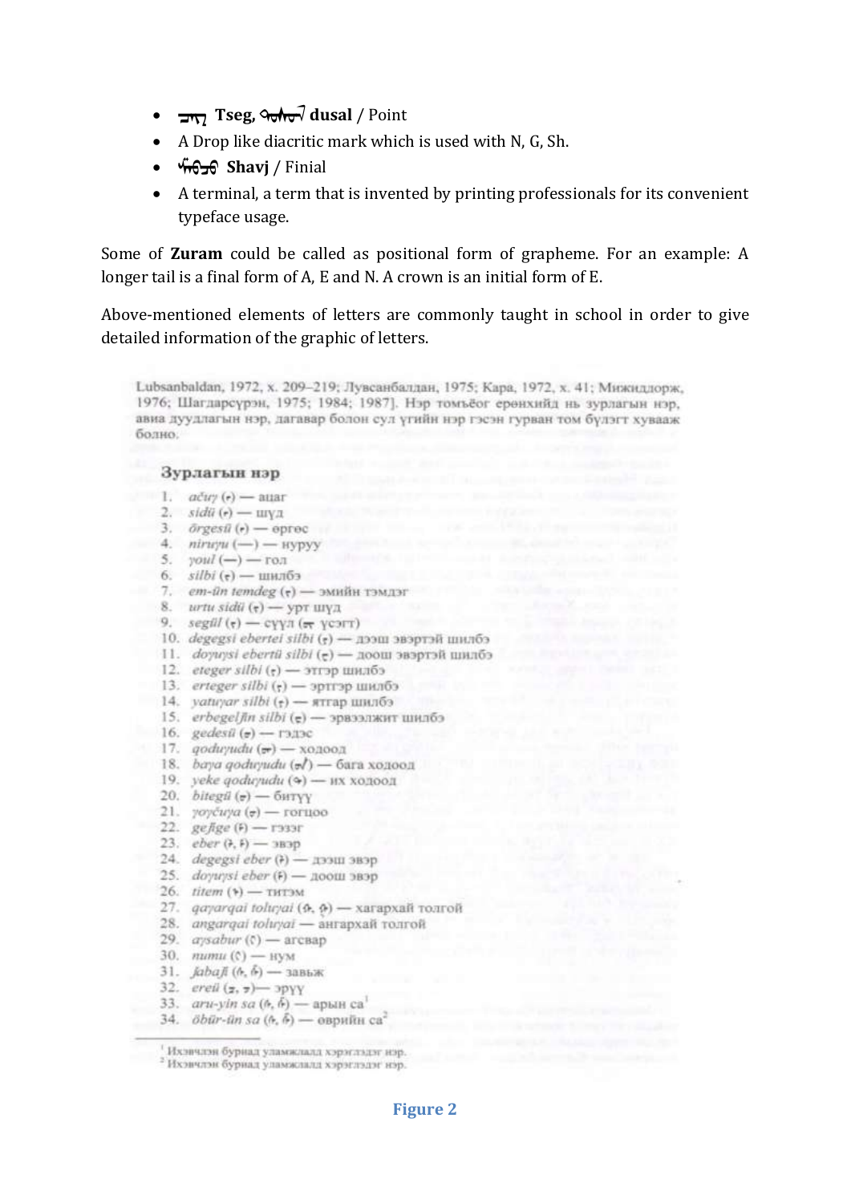- Tseg, dusal / Point
- A Drop like diacritic mark which is used with N, G, Sh.
- Shavj / Finial
- A terminal, a term that is invented by printing professionals for its convenient typeface usage.

Some of **Zuram** could be called as positional form of grapheme. For an example: A longer tail is a final form of A, E and N. A crown is an initial form of E.

Above-mentioned elements of letters are commonly taught in school in order to give detailed information of the graphic of letters.

Lubsanbaldan, 1972, х. 209–219; Лувсанбалдан, 1975; Кара, 1972, х. 41; Мижиддорж, 1976; Шагдарсүрэн, 1975; 1984; 1987]. Нэр томъёог ерөнхийд нь зурлагын нэр, авиа дуудлагын нэр, дагавар болон сул үгийн нэр гэсэн гурван том бүлэгт хувааж болно.

### Зурлагын нэр

1. *ačuɣ* (ᠠ) — ацаг
2. *sidü* (ᠠ) — шүд
3. *örgesü* (ᠠ) — өргөс
4. *niruɣu* (—) — нуруу
5. *ɣoul* (—) — гол
6. *silbi* (ᠠ) — шилбэ
7. *em-ün temdeg* (ᠠ) — эмийн тэмдэг
8. *urtu sidü* (ᠠ) — урт шүд
9. *segül* (ᠠ) — сүүл (ᠠ үсэгт)
10. *degegsi ebertei silbi* (ᠠ) — дээш эвэртэй шилбэ
11. *doɣuɣsi ebertü silbi* (ᠠ) — доош эвэртэй шилбэ
12. *eteger silbi* (ᠠ) — этгэр шилбэ
13. *erteger silbi* (ᠠ) — эртгэр шилбэ
14. *yatuɣar silbi* (ᠠ) — ятгар шилбэ
15. *erbegelǰin silbi* (ᠠ) — эрвээлжит шилбэ
16. *gedesü* (ᠠ) — гэдэс
17. *qoduɣudu* (ᠠ) — ходоод
18. *baɣa qoduɣudu* (ᠠ) — бага ходоод
19. *yeke qoduɣudu* (ᠠ) — их ходоод
20. *bitegü* (ᠠ) — битүү
21. *ɣoɣčuɣa* (ᠠ) — гогцоо
22. *geǰige* (ᠠ) — гэзэг
23. *eber* (ᠠ, ᠠ) — эвэр
24. *degegsi eber* (ᠠ) — дээш эвэр
25. *doɣuɣsi eber* (ᠠ) — доош эвэр
26. *titem* (ᠠ) — титэм
27. *qaɣarqai toluɣai* (ᠠ, ᠠ) — хагархай толгой
28. *angarqai toluɣai* — ангархай толгой
29. *aɣsabur* (ᠠ) — агсвар
30. *numu* (ᠠ) — нум
31. *ǰabaǰi* (ᠠ, ᠠ) — завьж
32. *ereü* (ᠠ, ᠠ)— эрүү
33. *aru-yin sa* (ᠠ, ᠠ) — арын са[1]
34. *öbür-ün sa* (ᠠ, ᠠ) — өврийн са[2]

[1] Ихэвчлэн буриад уламжлалд хэрэглэдэг нэр.
[2] Ихэвчлэн буриад уламжлалд хэрэглэдэг нэр.

Figure 2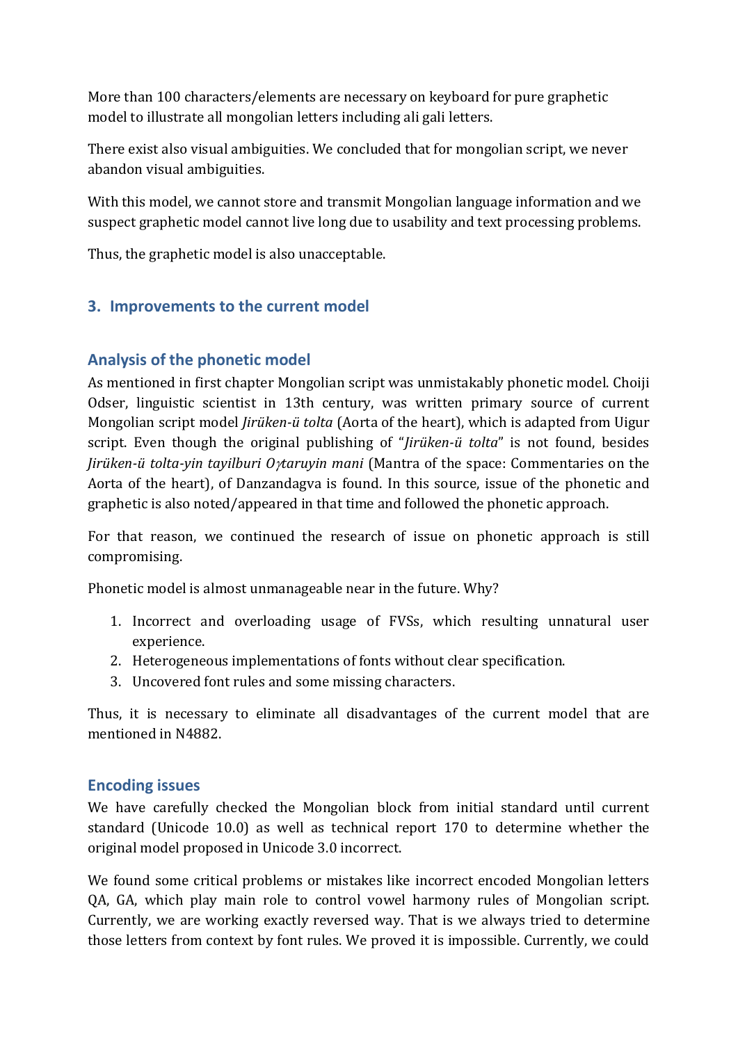More than 100 characters/elements are necessary on keyboard for pure graphetic model to illustrate all mongolian letters including ali gali letters.

There exist also visual ambiguities. We concluded that for mongolian script, we never abandon visual ambiguities.

With this model, we cannot store and transmit Mongolian language information and we suspect graphetic model cannot live long due to usability and text processing problems.

Thus, the graphetic model is also unacceptable.

## 3. Improvements to the current model

### Analysis of the phonetic model

As mentioned in first chapter Mongolian script was unmistakably phonetic model. Choiji Odser, linguistic scientist in 13th century, was written primary source of current Mongolian script model *Jirüken-ü tolta* (Aorta of the heart), which is adapted from Uigur script. Even though the original publishing of "*Jirüken-ü tolta*" is not found, besides *Jirüken-ü tolta-yin tayilburi Oγtaruyin mani* (Mantra of the space: Commentaries on the Aorta of the heart), of Danzandagva is found. In this source, issue of the phonetic and graphetic is also noted/appeared in that time and followed the phonetic approach.

For that reason, we continued the research of issue on phonetic approach is still compromising.

Phonetic model is almost unmanageable near in the future. Why?

1. Incorrect and overloading usage of FVSs, which resulting unnatural user experience.
2. Heterogeneous implementations of fonts without clear specification.
3. Uncovered font rules and some missing characters.

Thus, it is necessary to eliminate all disadvantages of the current model that are mentioned in N4882.

### Encoding issues

We have carefully checked the Mongolian block from initial standard until current standard (Unicode 10.0) as well as technical report 170 to determine whether the original model proposed in Unicode 3.0 incorrect.

We found some critical problems or mistakes like incorrect encoded Mongolian letters QA, GA, which play main role to control vowel harmony rules of Mongolian script. Currently, we are working exactly reversed way. That is we always tried to determine those letters from context by font rules. We proved it is impossible. Currently, we could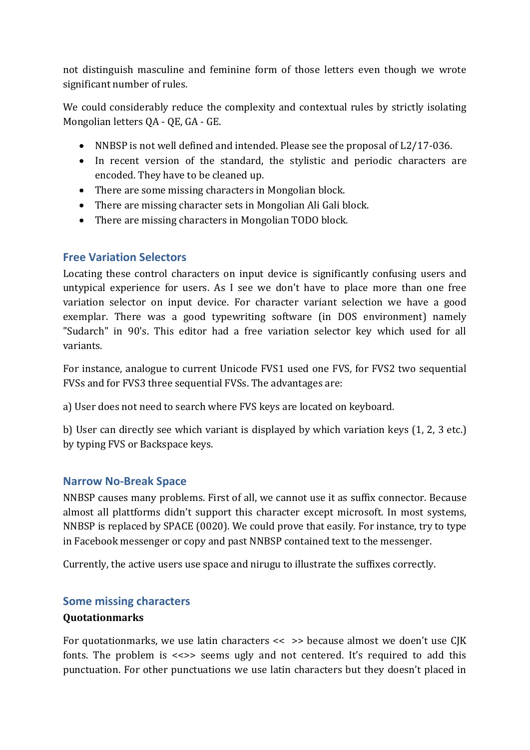not distinguish masculine and feminine form of those letters even though we wrote significant number of rules.

We could considerably reduce the complexity and contextual rules by strictly isolating Mongolian letters QA - QE, GA - GE.

- NNBSP is not well defined and intended. Please see the proposal of L2/17-036.
- In recent version of the standard, the stylistic and periodic characters are encoded. They have to be cleaned up.
- There are some missing characters in Mongolian block.
- There are missing character sets in Mongolian Ali Gali block.
- There are missing characters in Mongolian TODO block.

## Free Variation Selectors

Locating these control characters on input device is significantly confusing users and untypical experience for users. As I see we don't have to place more than one free variation selector on input device. For character variant selection we have a good exemplar. There was a good typewriting software (in DOS environment) namely "Sudarch" in 90's. This editor had a free variation selector key which used for all variants.

For instance, analogue to current Unicode FVS1 used one FVS, for FVS2 two sequential FVSs and for FVS3 three sequential FVSs. The advantages are:

a) User does not need to search where FVS keys are located on keyboard.

b) User can directly see which variant is displayed by which variation keys (1, 2, 3 etc.) by typing FVS or Backspace keys.

## Narrow No-Break Space

NNBSP causes many problems. First of all, we cannot use it as suffix connector. Because almost all plattforms didn't support this character except microsoft. In most systems, NNBSP is replaced by SPACE (0020). We could prove that easily. For instance, try to type in Facebook messenger or copy and past NNBSP contained text to the messenger.

Currently, the active users use space and nirugu to illustrate the suffixes correctly.

## Some missing characters

**Quotationmarks**

For quotationmarks, we use latin characters << >> because almost we doen't use CJK fonts. The problem is <<>> seems ugly and not centered. It's required to add this punctuation. For other punctuations we use latin characters but they doesn't placed in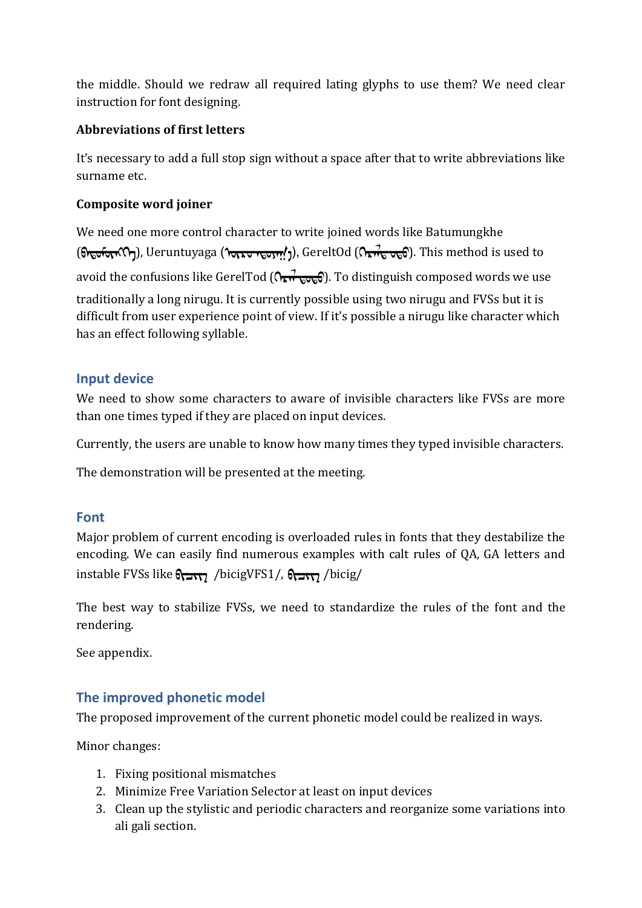the middle. Should we redraw all required lating glyphs to use them? We need clear instruction for font designing.

**Abbreviations of first letters**

It's necessary to add a full stop sign without a space after that to write abbreviations like surname etc.

**Composite word joiner**

We need one more control character to write joined words like Batumungkhe (ᠪᠠᠲᠤᠮᠥᠩᠬᠡ), Ueruntuyaga (ᠦᠷᠦᠨᠲᠤᠶᠠᠭ᠎ᠠ), GereltOd (ᠭᠡᠷᠡᠯᠲᠣᠳ). This method is used to avoid the confusions like GerelTod (ᠭᠡᠷᠡᠯᠲᠣᠳ). To distinguish composed words we use traditionally a long nirugu. It is currently possible using two nirugu and FVSs but it is difficult from user experience point of view. If it's possible a nirugu like character which has an effect following syllable.

## Input device

We need to show some characters to aware of invisible characters like FVSs are more than one times typed if they are placed on input devices.

Currently, the users are unable to know how many times they typed invisible characters.

The demonstration will be presented at the meeting.

## Font

Major problem of current encoding is overloaded rules in fonts that they destabilize the encoding. We can easily find numerous examples with calt rules of QA, GA letters and instable FVSs like ᠪᠢᠴᠢᠭ᠋ /bicigVFS1/, ᠪᠢᠴᠢᠭ /bicig/

The best way to stabilize FVSs, we need to standardize the rules of the font and the rendering.

See appendix.

## The improved phonetic model

The proposed improvement of the current phonetic model could be realized in ways.

Minor changes:

1. Fixing positional mismatches
2. Minimize Free Variation Selector at least on input devices
3. Clean up the stylistic and periodic characters and reorganize some variations into ali gali section.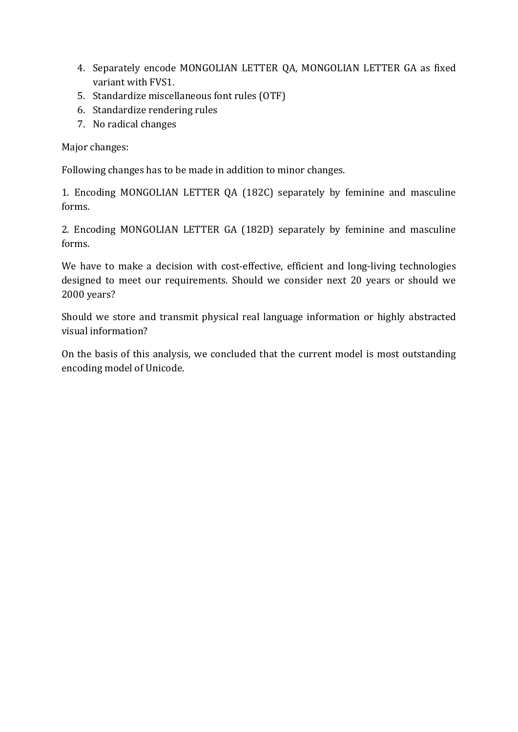4. Separately encode MONGOLIAN LETTER QA, MONGOLIAN LETTER GA as fixed variant with FVS1.
5. Standardize miscellaneous font rules (OTF)
6. Standardize rendering rules
7. No radical changes

Major changes:

Following changes has to be made in addition to minor changes.

1. Encoding MONGOLIAN LETTER QA (182C) separately by feminine and masculine forms.

2. Encoding MONGOLIAN LETTER GA (182D) separately by feminine and masculine forms.

We have to make a decision with cost-effective, efficient and long-living technologies designed to meet our requirements. Should we consider next 20 years or should we 2000 years?

Should we store and transmit physical real language information or highly abstracted visual information?

On the basis of this analysis, we concluded that the current model is most outstanding encoding model of Unicode.